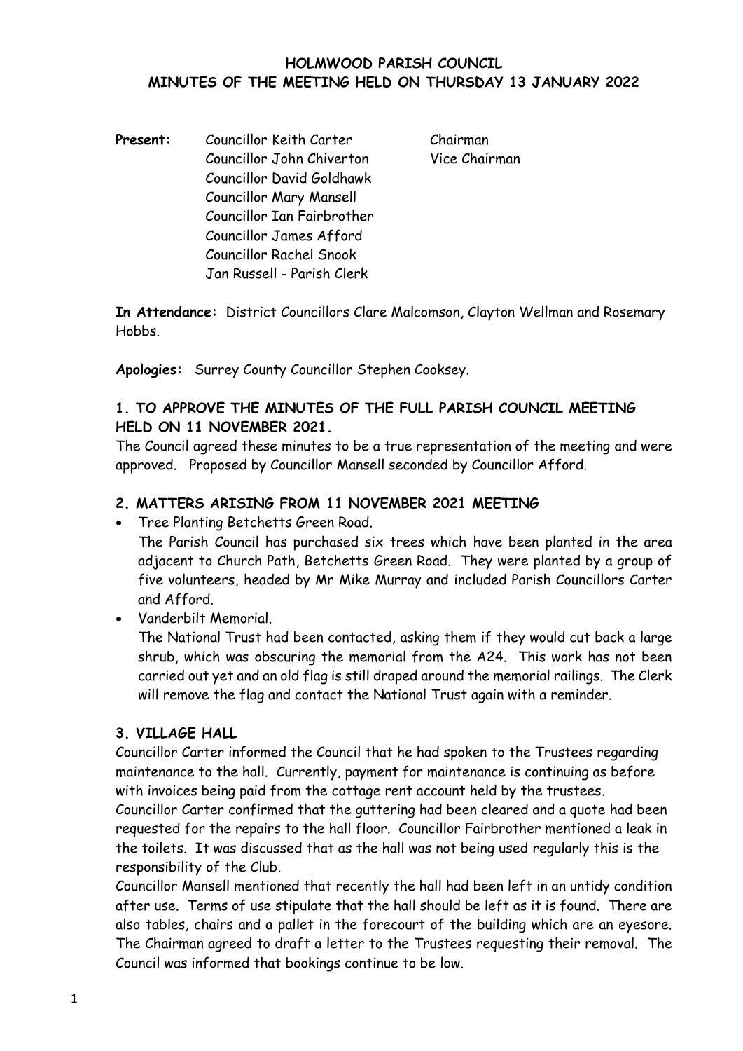**HOLMWOOD PARISH COUNCIL**
**MINUTES OF THE MEETING HELD ON THURSDAY 13 JANUARY 2022**

**Present:**
Councillor Keith Carter — Chairman
Councillor John Chiverton — Vice Chairman
Councillor David Goldhawk
Councillor Mary Mansell
Councillor Ian Fairbrother
Councillor James Afford
Councillor Rachel Snook
Jan Russell - Parish Clerk

**In Attendance:** District Councillors Clare Malcomson, Clayton Wellman and Rosemary Hobbs.

**Apologies:** Surrey County Councillor Stephen Cooksey.

## 1. TO APPROVE THE MINUTES OF THE FULL PARISH COUNCIL MEETING HELD ON 11 NOVEMBER 2021.

The Council agreed these minutes to be a true representation of the meeting and were approved. Proposed by Councillor Mansell seconded by Councillor Afford.

## 2. MATTERS ARISING FROM 11 NOVEMBER 2021 MEETING

- Tree Planting Betchetts Green Road.
  The Parish Council has purchased six trees which have been planted in the area adjacent to Church Path, Betchetts Green Road. They were planted by a group of five volunteers, headed by Mr Mike Murray and included Parish Councillors Carter and Afford.
- Vanderbilt Memorial.
  The National Trust had been contacted, asking them if they would cut back a large shrub, which was obscuring the memorial from the A24. This work has not been carried out yet and an old flag is still draped around the memorial railings. The Clerk will remove the flag and contact the National Trust again with a reminder.

## 3. VILLAGE HALL

Councillor Carter informed the Council that he had spoken to the Trustees regarding maintenance to the hall. Currently, payment for maintenance is continuing as before with invoices being paid from the cottage rent account held by the trustees.
Councillor Carter confirmed that the guttering had been cleared and a quote had been requested for the repairs to the hall floor. Councillor Fairbrother mentioned a leak in the toilets. It was discussed that as the hall was not being used regularly this is the responsibility of the Club.
Councillor Mansell mentioned that recently the hall had been left in an untidy condition after use. Terms of use stipulate that the hall should be left as it is found. There are also tables, chairs and a pallet in the forecourt of the building which are an eyesore. The Chairman agreed to draft a letter to the Trustees requesting their removal. The Council was informed that bookings continue to be low.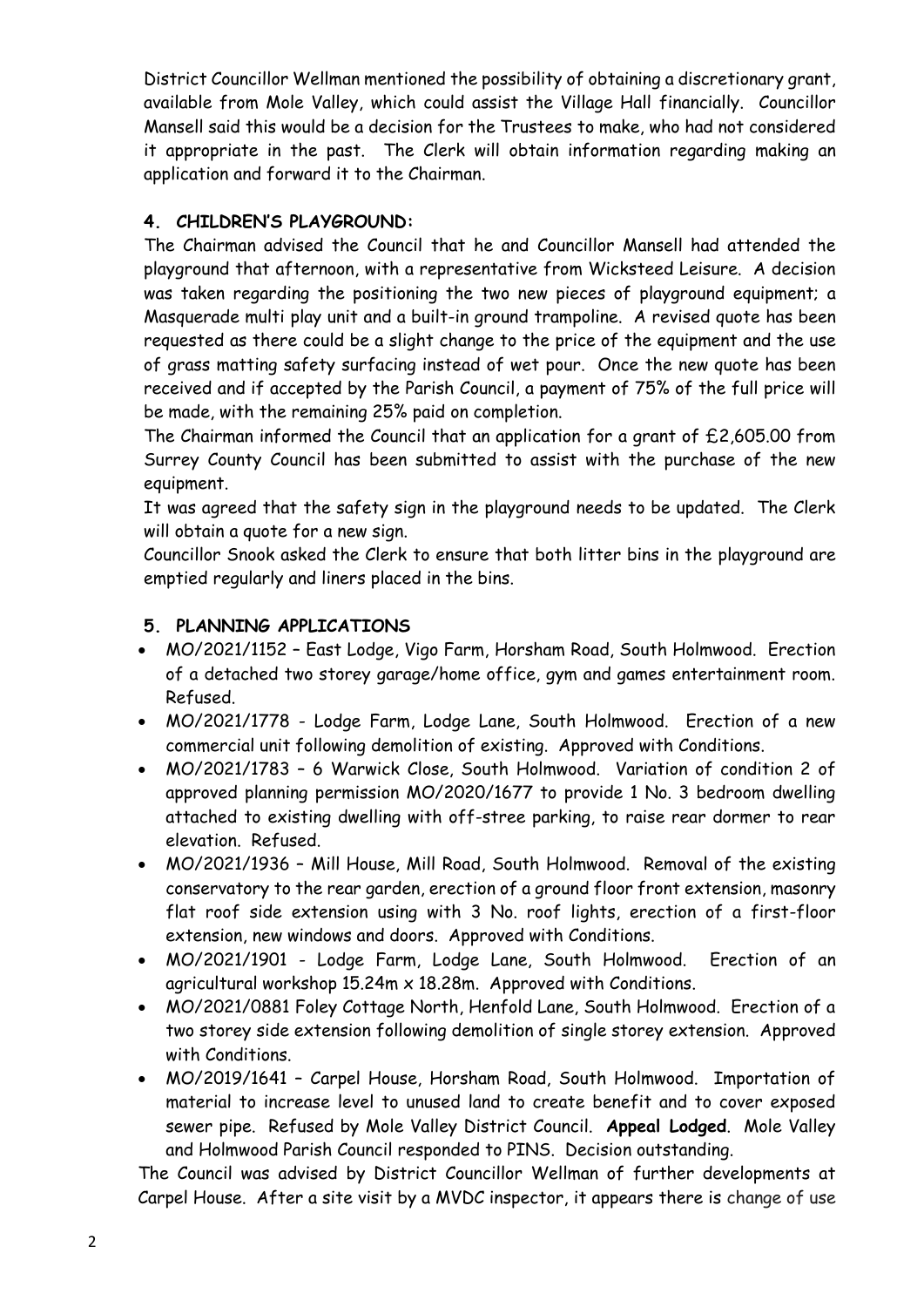District Councillor Wellman mentioned the possibility of obtaining a discretionary grant, available from Mole Valley, which could assist the Village Hall financially. Councillor Mansell said this would be a decision for the Trustees to make, who had not considered it appropriate in the past. The Clerk will obtain information regarding making an application and forward it to the Chairman.

## 4. CHILDREN'S PLAYGROUND:

The Chairman advised the Council that he and Councillor Mansell had attended the playground that afternoon, with a representative from Wicksteed Leisure. A decision was taken regarding the positioning the two new pieces of playground equipment; a Masquerade multi play unit and a built-in ground trampoline. A revised quote has been requested as there could be a slight change to the price of the equipment and the use of grass matting safety surfacing instead of wet pour. Once the new quote has been received and if accepted by the Parish Council, a payment of 75% of the full price will be made, with the remaining 25% paid on completion.

The Chairman informed the Council that an application for a grant of £2,605.00 from Surrey County Council has been submitted to assist with the purchase of the new equipment.

It was agreed that the safety sign in the playground needs to be updated. The Clerk will obtain a quote for a new sign.

Councillor Snook asked the Clerk to ensure that both litter bins in the playground are emptied regularly and liners placed in the bins.

## 5. PLANNING APPLICATIONS

- MO/2021/1152 – East Lodge, Vigo Farm, Horsham Road, South Holmwood. Erection of a detached two storey garage/home office, gym and games entertainment room. Refused.
- MO/2021/1778 - Lodge Farm, Lodge Lane, South Holmwood. Erection of a new commercial unit following demolition of existing. Approved with Conditions.
- MO/2021/1783 – 6 Warwick Close, South Holmwood. Variation of condition 2 of approved planning permission MO/2020/1677 to provide 1 No. 3 bedroom dwelling attached to existing dwelling with off-stree parking, to raise rear dormer to rear elevation. Refused.
- MO/2021/1936 – Mill House, Mill Road, South Holmwood. Removal of the existing conservatory to the rear garden, erection of a ground floor front extension, masonry flat roof side extension using with 3 No. roof lights, erection of a first-floor extension, new windows and doors. Approved with Conditions.
- MO/2021/1901 - Lodge Farm, Lodge Lane, South Holmwood. Erection of an agricultural workshop 15.24m x 18.28m. Approved with Conditions.
- MO/2021/0881 Foley Cottage North, Henfold Lane, South Holmwood. Erection of a two storey side extension following demolition of single storey extension. Approved with Conditions.
- MO/2019/1641 – Carpel House, Horsham Road, South Holmwood. Importation of material to increase level to unused land to create benefit and to cover exposed sewer pipe. Refused by Mole Valley District Council. **Appeal Lodged**. Mole Valley and Holmwood Parish Council responded to PINS. Decision outstanding.

The Council was advised by District Councillor Wellman of further developments at Carpel House. After a site visit by a MVDC inspector, it appears there is change of use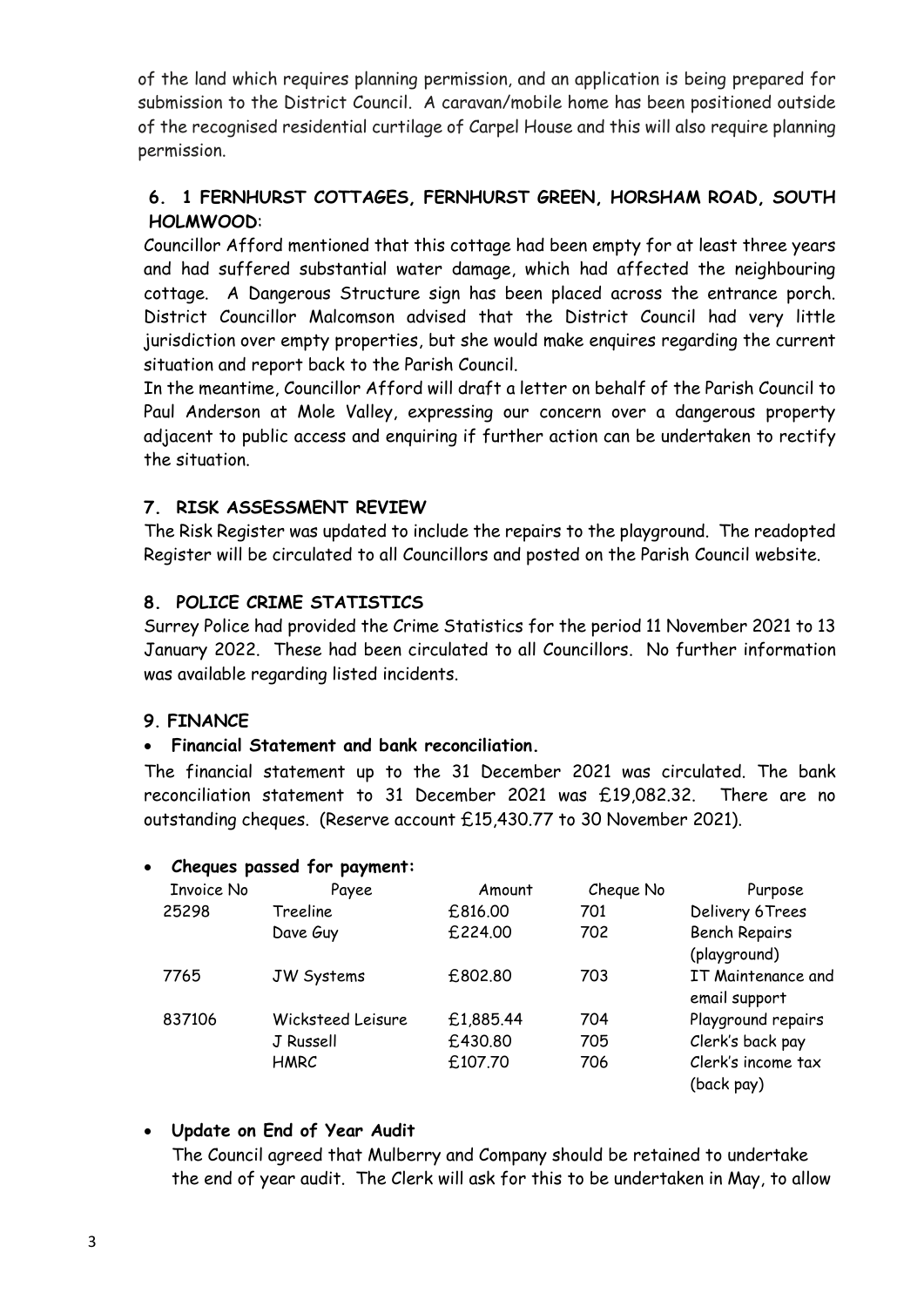of the land which requires planning permission, and an application is being prepared for submission to the District Council. A caravan/mobile home has been positioned outside of the recognised residential curtilage of Carpel House and this will also require planning permission.

## 6. 1 FERNHURST COTTAGES, FERNHURST GREEN, HORSHAM ROAD, SOUTH HOLMWOOD:

Councillor Afford mentioned that this cottage had been empty for at least three years and had suffered substantial water damage, which had affected the neighbouring cottage. A Dangerous Structure sign has been placed across the entrance porch. District Councillor Malcomson advised that the District Council had very little jurisdiction over empty properties, but she would make enquires regarding the current situation and report back to the Parish Council.

In the meantime, Councillor Afford will draft a letter on behalf of the Parish Council to Paul Anderson at Mole Valley, expressing our concern over a dangerous property adjacent to public access and enquiring if further action can be undertaken to rectify the situation.

## 7. RISK ASSESSMENT REVIEW

The Risk Register was updated to include the repairs to the playground. The readopted Register will be circulated to all Councillors and posted on the Parish Council website.

## 8. POLICE CRIME STATISTICS

Surrey Police had provided the Crime Statistics for the period 11 November 2021 to 13 January 2022. These had been circulated to all Councillors. No further information was available regarding listed incidents.

## 9. FINANCE

- **Financial Statement and bank reconciliation.**

The financial statement up to the 31 December 2021 was circulated. The bank reconciliation statement to 31 December 2021 was £19,082.32. There are no outstanding cheques. (Reserve account £15,430.77 to 30 November 2021).

- **Cheques passed for payment:**

| Invoice No | Payee | Amount | Cheque No | Purpose |
|---|---|---|---|---|
| 25298 | Treeline | £816.00 | 701 | Delivery 6Trees |
| | Dave Guy | £224.00 | 702 | Bench Repairs (playground) |
| 7765 | JW Systems | £802.80 | 703 | IT Maintenance and email support |
| 837106 | Wicksteed Leisure | £1,885.44 | 704 | Playground repairs |
| | J Russell | £430.80 | 705 | Clerk's back pay |
| | HMRC | £107.70 | 706 | Clerk's income tax (back pay) |

- **Update on End of Year Audit**

  The Council agreed that Mulberry and Company should be retained to undertake the end of year audit. The Clerk will ask for this to be undertaken in May, to allow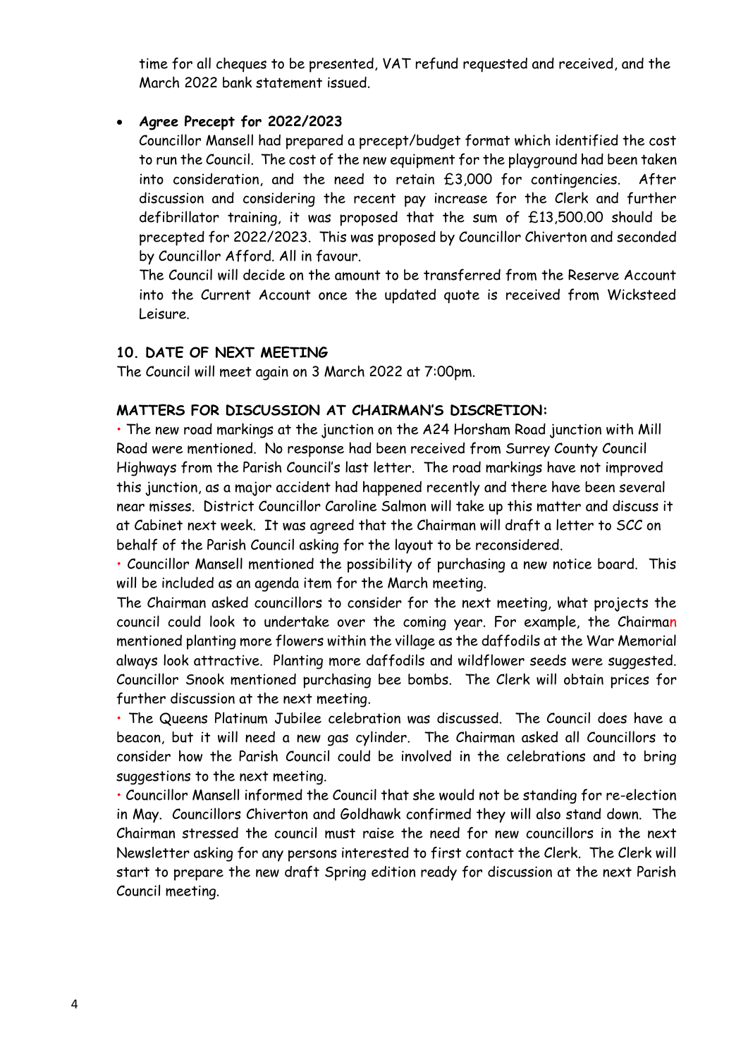time for all cheques to be presented, VAT refund requested and received, and the March 2022 bank statement issued.

- ***Agree Precept for 2022/2023***

  Councillor Mansell had prepared a precept/budget format which identified the cost to run the Council. The cost of the new equipment for the playground had been taken into consideration, and the need to retain £3,000 for contingencies. After discussion and considering the recent pay increase for the Clerk and further defibrillator training, it was proposed that the sum of £13,500.00 should be precepted for 2022/2023. This was proposed by Councillor Chiverton and seconded by Councillor Afford. All in favour.

  The Council will decide on the amount to be transferred from the Reserve Account into the Current Account once the updated quote is received from Wicksteed Leisure.

**10. DATE OF NEXT MEETING**

The Council will meet again on 3 March 2022 at 7:00pm.

**MATTERS FOR DISCUSSION AT CHAIRMAN'S DISCRETION:**

• The new road markings at the junction on the A24 Horsham Road junction with Mill Road were mentioned. No response had been received from Surrey County Council Highways from the Parish Council's last letter. The road markings have not improved this junction, as a major accident had happened recently and there have been several near misses. District Councillor Caroline Salmon will take up this matter and discuss it at Cabinet next week. It was agreed that the Chairman will draft a letter to SCC on behalf of the Parish Council asking for the layout to be reconsidered.

• Councillor Mansell mentioned the possibility of purchasing a new notice board. This will be included as an agenda item for the March meeting.

The Chairman asked councillors to consider for the next meeting, what projects the council could look to undertake over the coming year. For example, the Chairman mentioned planting more flowers within the village as the daffodils at the War Memorial always look attractive. Planting more daffodils and wildflower seeds were suggested. Councillor Snook mentioned purchasing bee bombs. The Clerk will obtain prices for further discussion at the next meeting.

• The Queens Platinum Jubilee celebration was discussed. The Council does have a beacon, but it will need a new gas cylinder. The Chairman asked all Councillors to consider how the Parish Council could be involved in the celebrations and to bring suggestions to the next meeting.

• Councillor Mansell informed the Council that she would not be standing for re-election in May. Councillors Chiverton and Goldhawk confirmed they will also stand down. The Chairman stressed the council must raise the need for new councillors in the next Newsletter asking for any persons interested to first contact the Clerk. The Clerk will start to prepare the new draft Spring edition ready for discussion at the next Parish Council meeting.